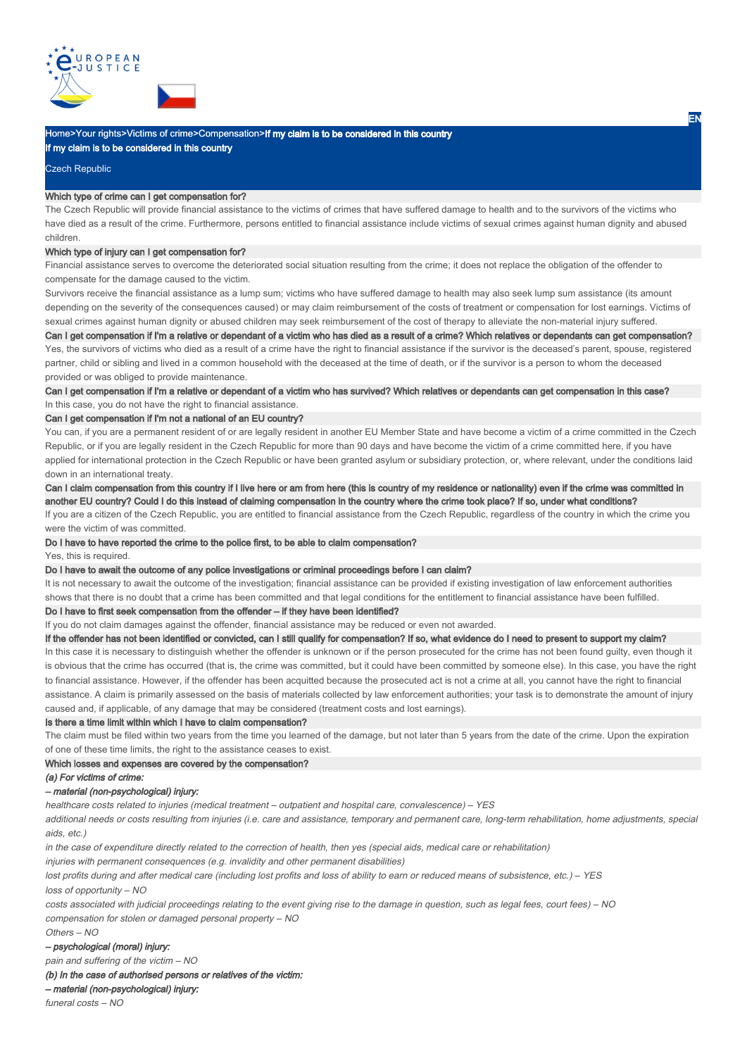Home>Your rights>Victims of crime>Compensation>If my claim is to be considered in this country

# If my claim is to be considered in this country

Czech Republic

### Which type of crime can I get compensation for?

The Czech Republic will provide financial assistance to the victims of crimes that have suffered damage to health and to the survivors of the victims who have died as a result of the crime. Furthermore, persons entitled to financial assistance include victims of sexual crimes against human dignity and abused children.

### Which type of injury can I get compensation for?

Financial assistance serves to overcome the deteriorated social situation resulting from the crime; it does not replace the obligation of the offender to compensate for the damage caused to the victim.

Survivors receive the financial assistance as a lump sum; victims who have suffered damage to health may also seek lump sum assistance (its amount depending on the severity of the consequences caused) or may claim reimbursement of the costs of treatment or compensation for lost earnings. Victims of sexual crimes against human dignity or abused children may seek reimbursement of the cost of therapy to alleviate the non-material injury suffered.

### Can I get compensation if I'm a relative or dependant of a victim who has died as a result of a crime? Which relatives or dependants can get compensation?

Yes, the survivors of victims who died as a result of a crime have the right to financial assistance if the survivor is the deceased's parent, spouse, registered partner, child or sibling and lived in a common household with the deceased at the time of death, or if the survivor is a person to whom the deceased provided or was obliged to provide maintenance.

### Can I get compensation if I'm a relative or dependant of a victim who has survived? Which relatives or dependants can get compensation in this case?

In this case, you do not have the right to financial assistance.

### Can I get compensation if I'm not a national of an EU country?

You can, if you are a permanent resident of or are legally resident in another EU Member State and have become a victim of a crime committed in the Czech Republic, or if you are legally resident in the Czech Republic for more than 90 days and have become the victim of a crime committed here, if you have applied for international protection in the Czech Republic or have been granted asylum or subsidiary protection, or, where relevant, under the conditions laid down in an international treaty.

### Can I claim compensation from this country if I live here or am from here (this is country of my residence or nationality) even if the crime was committed in another EU country? Could I do this instead of claiming compensation in the country where the crime took place? If so, under what conditions?

If you are a citizen of the Czech Republic, you are entitled to financial assistance from the Czech Republic, regardless of the country in which the crime you were the victim of was committed.

### Do I have to have reported the crime to the police first, to be able to claim compensation?

Yes, this is required.

### Do I have to await the outcome of any police investigations or criminal proceedings before I can claim?

It is not necessary to await the outcome of the investigation; financial assistance can be provided if existing investigation of law enforcement authorities shows that there is no doubt that a crime has been committed and that legal conditions for the entitlement to financial assistance have been fulfilled.

### Do I have to first seek compensation from the offender – if they have been identified?

If you do not claim damages against the offender, financial assistance may be reduced or even not awarded.

### If the offender has not been identified or convicted, can I still qualify for compensation? If so, what evidence do I need to present to support my claim?

In this case it is necessary to distinguish whether the offender is unknown or if the person prosecuted for the crime has not been found guilty, even though it is obvious that the crime has occurred (that is, the crime was committed, but it could have been committed by someone else). In this case, you have the right to financial assistance. However, if the offender has been acquitted because the prosecuted act is not a crime at all, you cannot have the right to financial assistance. A claim is primarily assessed on the basis of materials collected by law enforcement authorities; your task is to demonstrate the amount of injury caused and, if applicable, of any damage that may be considered (treatment costs and lost earnings).

### Is there a time limit within which I have to claim compensation?

The claim must be filed within two years from the time you learned of the damage, but not later than 5 years from the date of the crime. Upon the expiration of one of these time limits, the right to the assistance ceases to exist.

### Which losses and expenses are covered by the compensation?

***(a) For victims of crime:***

***– material (non-psychological) injury:***

*healthcare costs related to injuries (medical treatment – outpatient and hospital care, convalescence) – YES*

*additional needs or costs resulting from injuries (i.e. care and assistance, temporary and permanent care, long-term rehabilitation, home adjustments, special aids, etc.)*

*in the case of expenditure directly related to the correction of health, then yes (special aids, medical care or rehabilitation)*

*injuries with permanent consequences (e.g. invalidity and other permanent disabilities)*

*lost profits during and after medical care (including lost profits and loss of ability to earn or reduced means of subsistence, etc.) – YES*

*loss of opportunity – NO*

*costs associated with judicial proceedings relating to the event giving rise to the damage in question, such as legal fees, court fees) – NO*

*compensation for stolen or damaged personal property – NO*

*Others – NO*

***– psychological (moral) injury:***

*pain and suffering of the victim – NO*

***(b) In the case of authorised persons or relatives of the victim:***

***– material (non-psychological) injury:***

*funeral costs – NO*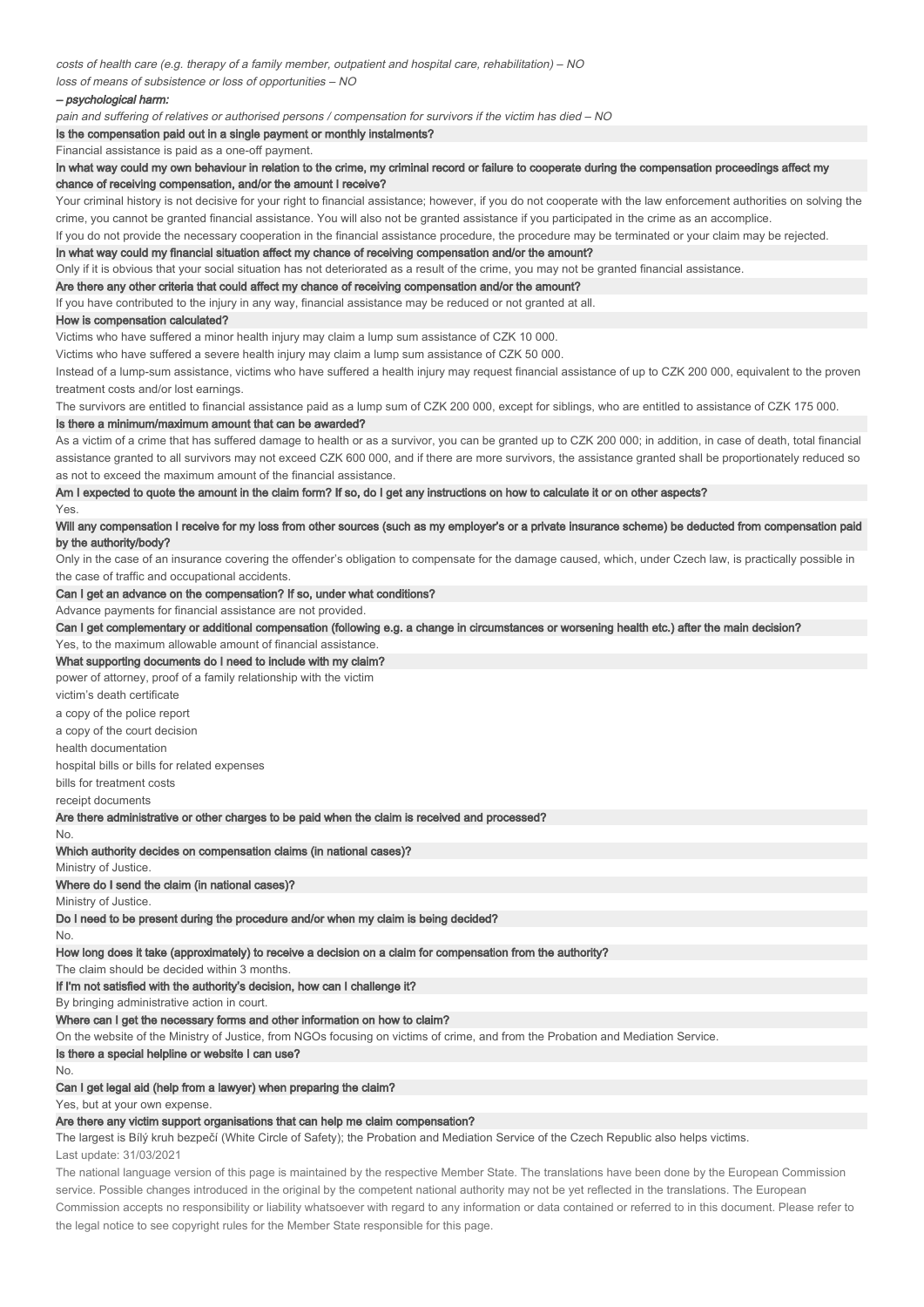*costs of health care (e.g. therapy of a family member, outpatient and hospital care, rehabilitation) – NO*

*loss of means of subsistence or loss of opportunities – NO*

***– psychological harm:***

*pain and suffering of relatives or authorised persons / compensation for survivors if the victim has died – NO*

**Is the compensation paid out in a single payment or monthly instalments?**

Financial assistance is paid as a one-off payment.

**In what way could my own behaviour in relation to the crime, my criminal record or failure to cooperate during the compensation proceedings affect my chance of receiving compensation, and/or the amount I receive?**

Your criminal history is not decisive for your right to financial assistance; however, if you do not cooperate with the law enforcement authorities on solving the crime, you cannot be granted financial assistance. You will also not be granted assistance if you participated in the crime as an accomplice.

If you do not provide the necessary cooperation in the financial assistance procedure, the procedure may be terminated or your claim may be rejected.

**In what way could my financial situation affect my chance of receiving compensation and/or the amount?**

Only if it is obvious that your social situation has not deteriorated as a result of the crime, you may not be granted financial assistance.

**Are there any other criteria that could affect my chance of receiving compensation and/or the amount?**

If you have contributed to the injury in any way, financial assistance may be reduced or not granted at all.

**How is compensation calculated?**

Victims who have suffered a minor health injury may claim a lump sum assistance of CZK 10 000.

Victims who have suffered a severe health injury may claim a lump sum assistance of CZK 50 000.

Instead of a lump-sum assistance, victims who have suffered a health injury may request financial assistance of up to CZK 200 000, equivalent to the proven treatment costs and/or lost earnings.

The survivors are entitled to financial assistance paid as a lump sum of CZK 200 000, except for siblings, who are entitled to assistance of CZK 175 000.

**Is there a minimum/maximum amount that can be awarded?**

As a victim of a crime that has suffered damage to health or as a survivor, you can be granted up to CZK 200 000; in addition, in case of death, total financial assistance granted to all survivors may not exceed CZK 600 000, and if there are more survivors, the assistance granted shall be proportionately reduced so as not to exceed the maximum amount of the financial assistance.

**Am I expected to quote the amount in the claim form? If so, do I get any instructions on how to calculate it or on other aspects?**

Yes.

**Will any compensation I receive for my loss from other sources (such as my employer's or a private insurance scheme) be deducted from compensation paid by the authority/body?**

Only in the case of an insurance covering the offender's obligation to compensate for the damage caused, which, under Czech law, is practically possible in the case of traffic and occupational accidents.

**Can I get an advance on the compensation? If so, under what conditions?**

Advance payments for financial assistance are not provided.

**Can I get complementary or additional compensation (following e.g. a change in circumstances or worsening health etc.) after the main decision?**

Yes, to the maximum allowable amount of financial assistance.

**What supporting documents do I need to include with my claim?**

power of attorney, proof of a family relationship with the victim

victim's death certificate

a copy of the police report

a copy of the court decision

health documentation

hospital bills or bills for related expenses

bills for treatment costs

receipt documents

**Are there administrative or other charges to be paid when the claim is received and processed?**

No.

**Which authority decides on compensation claims (in national cases)?**

Ministry of Justice.

**Where do I send the claim (in national cases)?**

Ministry of Justice.

**Do I need to be present during the procedure and/or when my claim is being decided?**

No.

**How long does it take (approximately) to receive a decision on a claim for compensation from the authority?**

The claim should be decided within 3 months.

**If I'm not satisfied with the authority's decision, how can I challenge it?**

By bringing administrative action in court.

**Where can I get the necessary forms and other information on how to claim?**

On the website of the Ministry of Justice, from NGOs focusing on victims of crime, and from the Probation and Mediation Service.

**Is there a special helpline or website I can use?**

No.

**Can I get legal aid (help from a lawyer) when preparing the claim?**

Yes, but at your own expense.

**Are there any victim support organisations that can help me claim compensation?**

The largest is Bílý kruh bezpečí (White Circle of Safety); the Probation and Mediation Service of the Czech Republic also helps victims.

Last update: 31/03/2021

The national language version of this page is maintained by the respective Member State. The translations have been done by the European Commission service. Possible changes introduced in the original by the competent national authority may not be yet reflected in the translations. The European Commission accepts no responsibility or liability whatsoever with regard to any information or data contained or referred to in this document. Please refer to the legal notice to see copyright rules for the Member State responsible for this page.